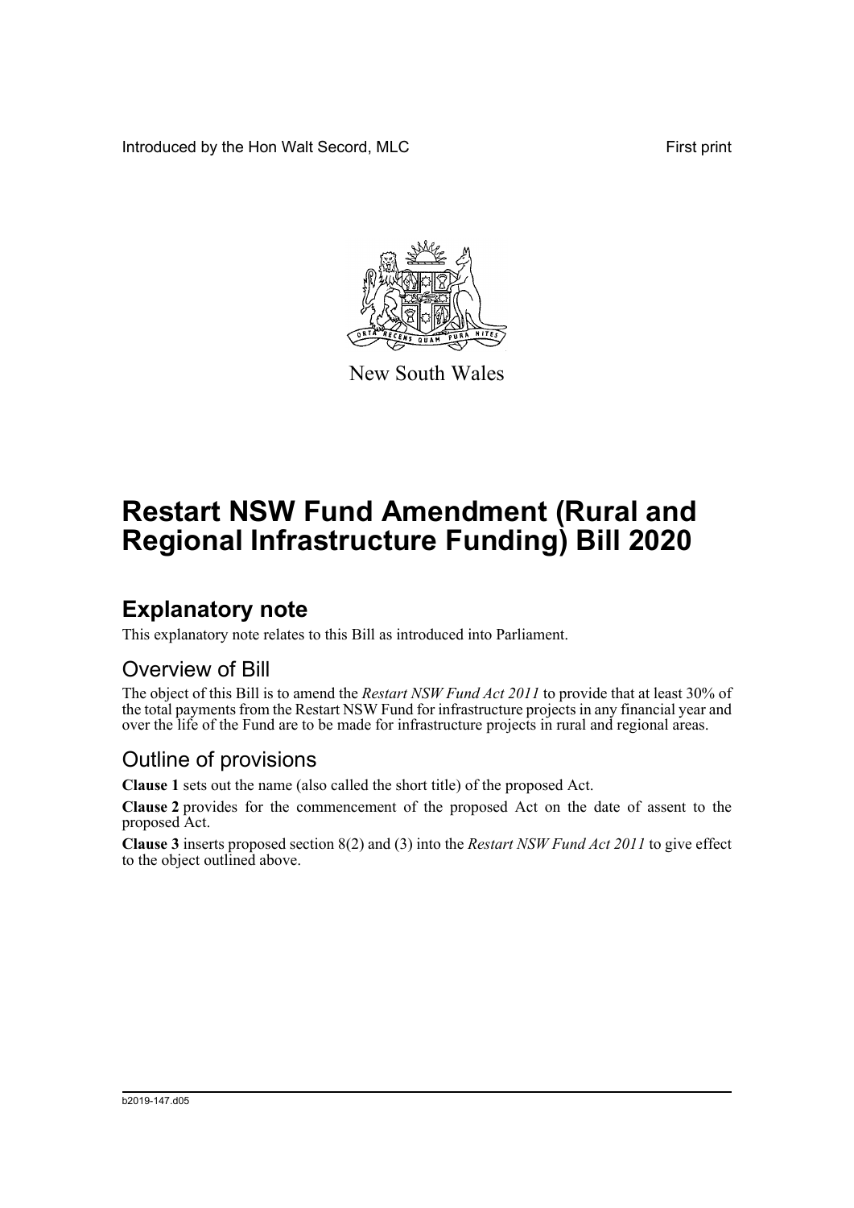Introduced by the Hon Walt Secord, MLC First print

New South Wales

# Restart NSW Fund Amendment (Rural and Regional Infrastructure Funding) Bill 2020

## Explanatory note

This explanatory note relates to this Bill as introduced into Parliament.

### Overview of Bill

The object of this Bill is to amend the *Restart NSW Fund Act 2011* to provide that at least 30% of the total payments from the Restart NSW Fund for infrastructure projects in any financial year and over the life of the Fund are to be made for infrastructure projects in rural and regional areas.

### Outline of provisions

**Clause 1** sets out the name (also called the short title) of the proposed Act.

**Clause 2** provides for the commencement of the proposed Act on the date of assent to the proposed Act.

**Clause 3** inserts proposed section 8(2) and (3) into the *Restart NSW Fund Act 2011* to give effect to the object outlined above.

b2019-147.d05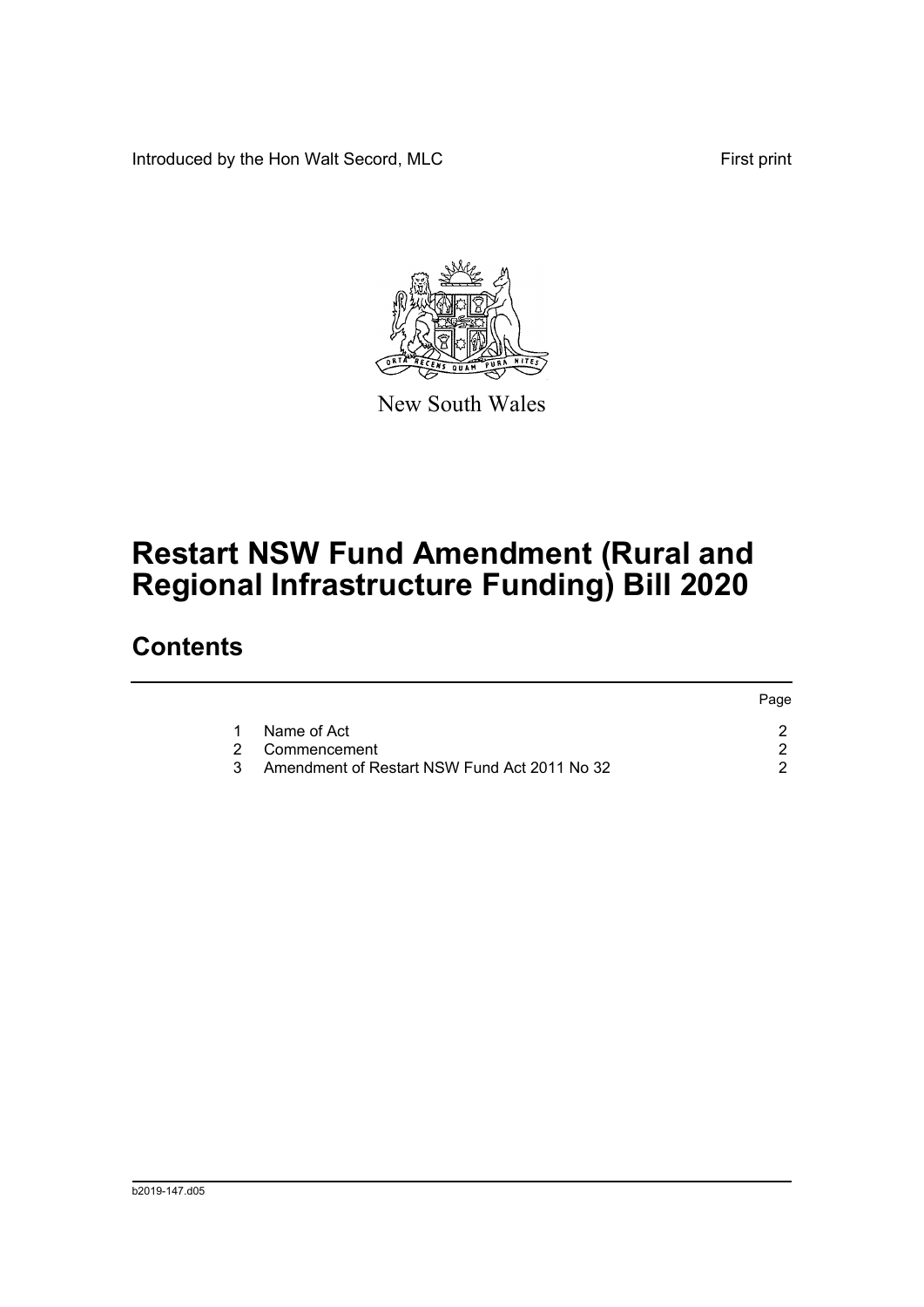Introduced by the Hon Walt Secord, MLC

First print

New South Wales

# Restart NSW Fund Amendment (Rural and Regional Infrastructure Funding) Bill 2020

## Contents

| | | Page |
|---|---|---|
| 1 | Name of Act | 2 |
| 2 | Commencement | 2 |
| 3 | Amendment of Restart NSW Fund Act 2011 No 32 | 2 |

b2019-147.d05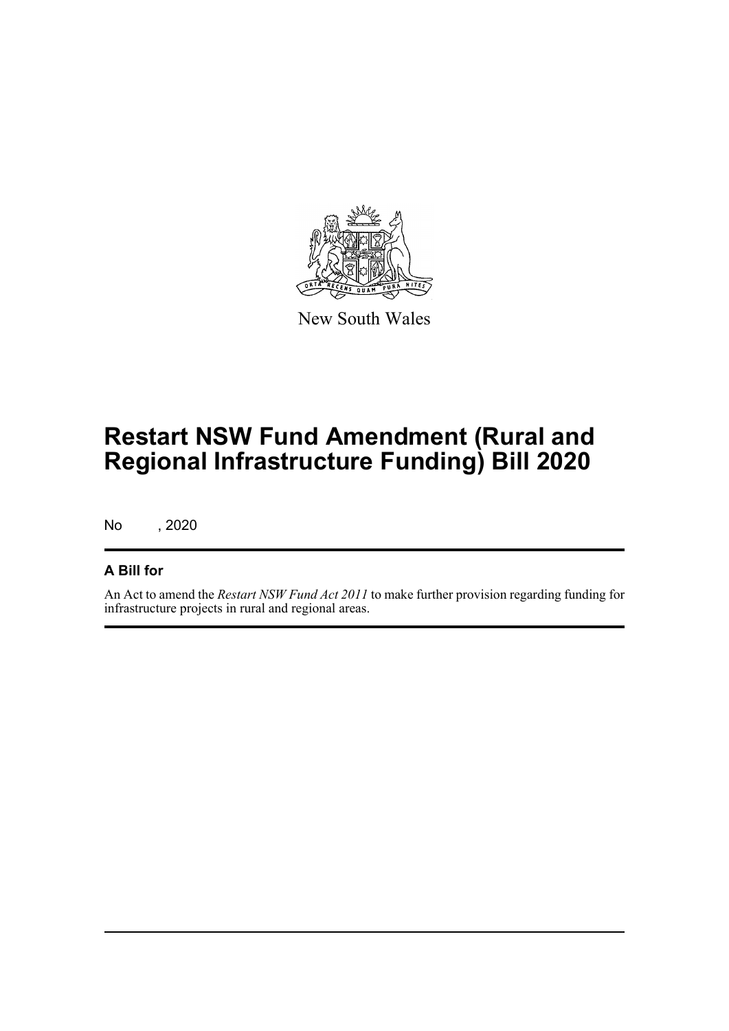New South Wales

# Restart NSW Fund Amendment (Rural and Regional Infrastructure Funding) Bill 2020

No , 2020

## A Bill for

An Act to amend the *Restart NSW Fund Act 2011* to make further provision regarding funding for infrastructure projects in rural and regional areas.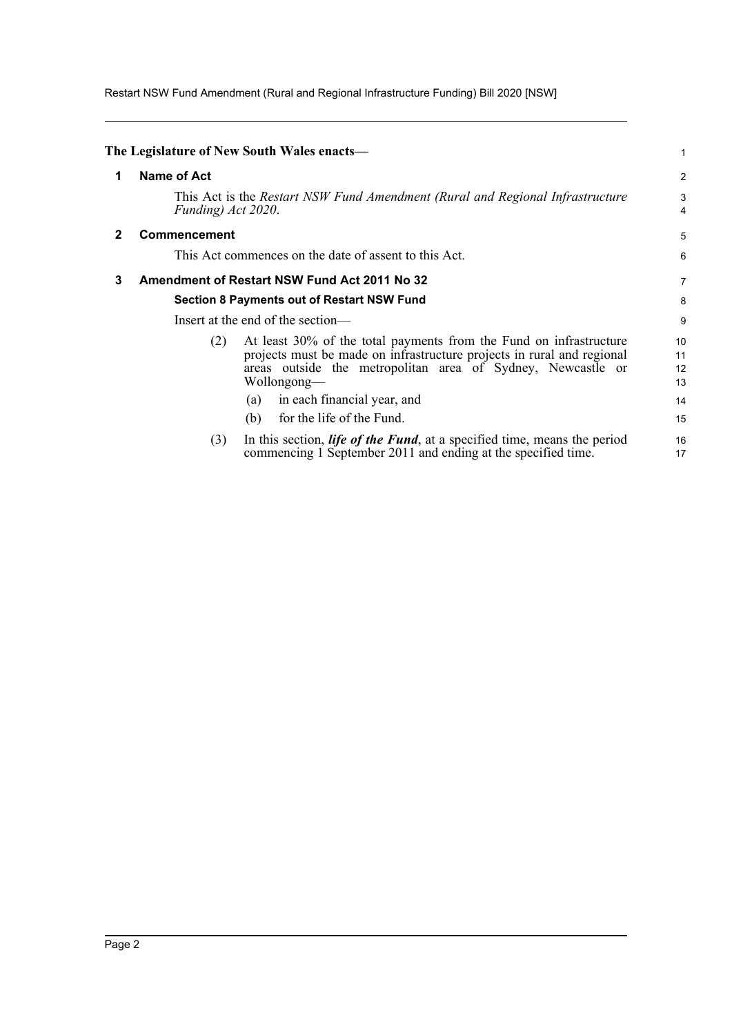**The Legislature of New South Wales enacts—**

## 1 Name of Act

This Act is the *Restart NSW Fund Amendment (Rural and Regional Infrastructure Funding) Act 2020*.

## 2 Commencement

This Act commences on the date of assent to this Act.

## 3 Amendment of Restart NSW Fund Act 2011 No 32

### Section 8 Payments out of Restart NSW Fund

Insert at the end of the section—

(2) At least 30% of the total payments from the Fund on infrastructure projects must be made on infrastructure projects in rural and regional areas outside the metropolitan area of Sydney, Newcastle or Wollongong—

(a) in each financial year, and

(b) for the life of the Fund.

(3) In this section, ***life of the Fund***, at a specified time, means the period commencing 1 September 2011 and ending at the specified time.